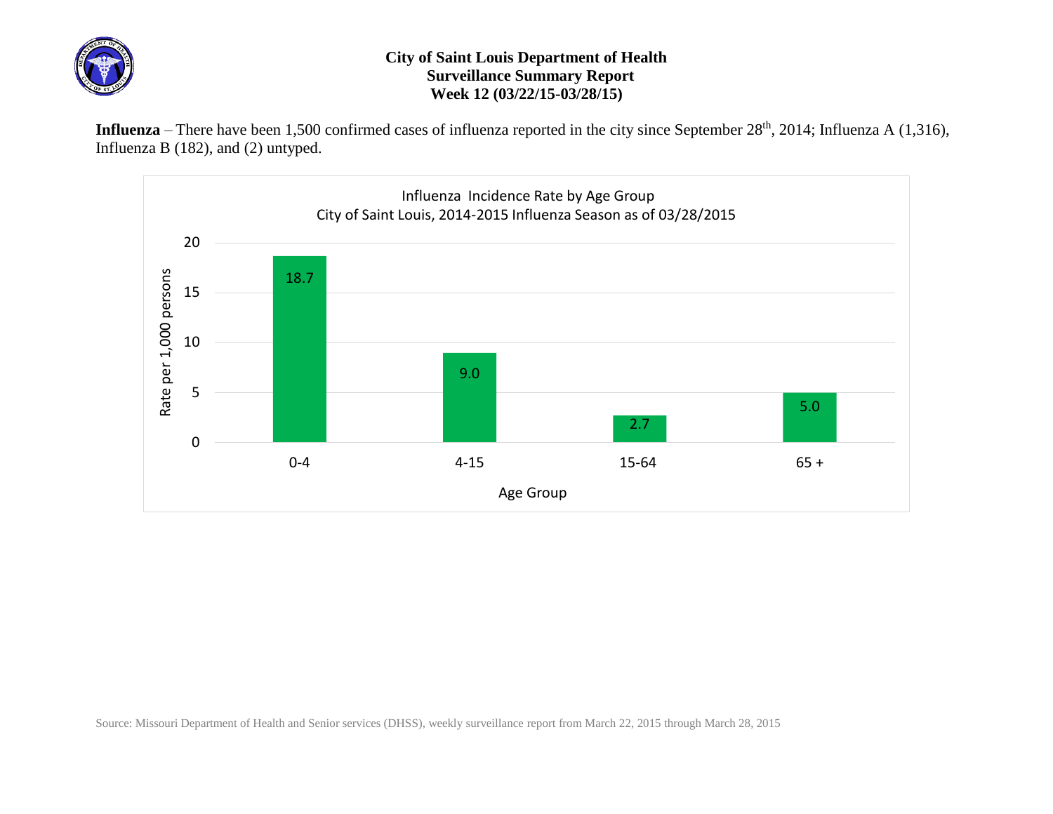**City of Saint Louis Department of Health**
**Surveillance Summary Report**
**Week 12 (03/22/15-03/28/15)**

**Influenza** – There have been 1,500 confirmed cases of influenza reported in the city since September 28th, 2014; Influenza A (1,316), Influenza B (182), and (2) untyped.

Influenza Incidence Rate by Age Group
City of Saint Louis, 2014-2015 Influenza Season as of 03/28/2015

| Age Group | Rate per 1,000 persons |
| --- | --- |
| 0-4 | 18.7 |
| 4-15 | 9.0 |
| 15-64 | 2.7 |
| 65 + | 5.0 |

Source: Missouri Department of Health and Senior services (DHSS), weekly surveillance report from March 22, 2015 through March 28, 2015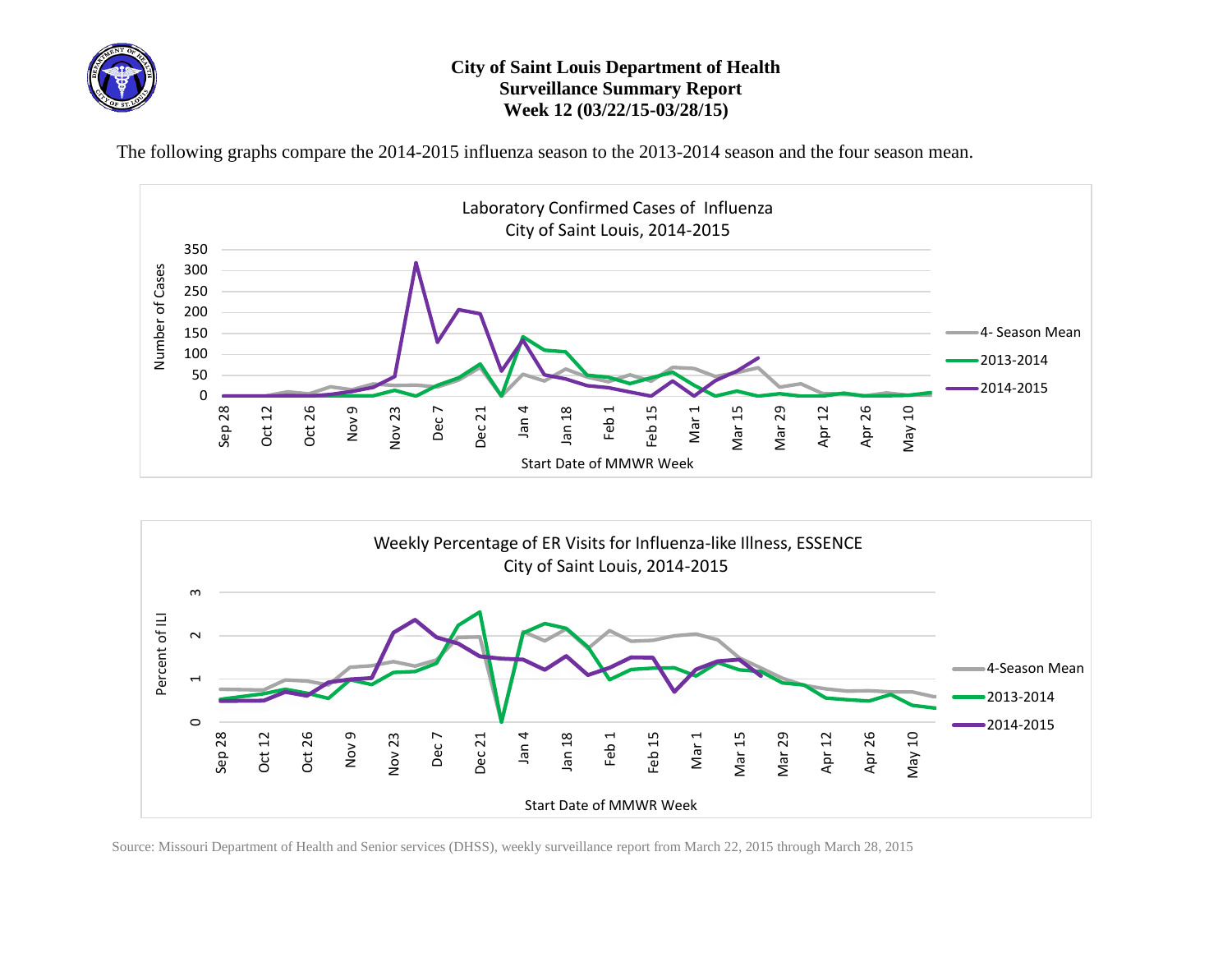**City of Saint Louis Department of Health**
**Surveillance Summary Report**
**Week 12 (03/22/15-03/28/15)**

The following graphs compare the 2014-2015 influenza season to the 2013-2014 season and the four season mean.

Laboratory Confirmed Cases of Influenza
City of Saint Louis, 2014-2015

Number of Cases

350
300
250
200
150
100
50
0

Sep 28, Oct 12, Oct 26, Nov 9, Nov 23, Dec 7, Dec 21, Jan 4, Jan 18, Feb 1, Feb 15, Mar 1, Mar 15, Mar 29, Apr 12, Apr 26, May 10

Start Date of MMWR Week

4- Season Mean
2013-2014
2014-2015

Weekly Percentage of ER Visits for Influenza-like Illness, ESSENCE
City of Saint Louis, 2014-2015

Percent of ILI

3
2
1
0

Sep 28, Oct 12, Oct 26, Nov 9, Nov 23, Dec 7, Dec 21, Jan 4, Jan 18, Feb 1, Feb 15, Mar 1, Mar 15, Mar 29, Apr 12, Apr 26, May 10

Start Date of MMWR Week

4-Season Mean
2013-2014
2014-2015

Source: Missouri Department of Health and Senior services (DHSS), weekly surveillance report from March 22, 2015 through March 28, 2015